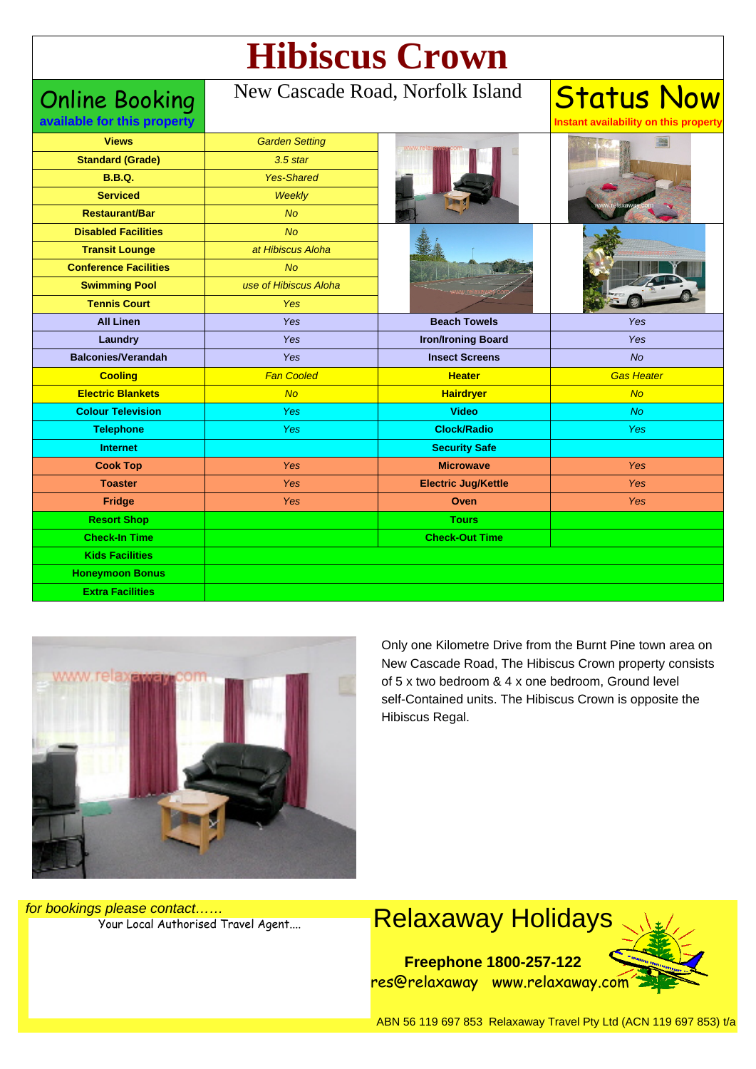# Hibiscus Crown

**Online Booking**
**available for this property**

New Cascade Road, Norfolk Island

**Status Now**
**Instant availability on this property**

| Feature | Detail |
|---|---|
| **Views** | *Garden Setting* |
| **Standard (Grade)** | *3.5 star* |
| **B.B.Q.** | *Yes-Shared* |
| **Serviced** | *Weekly* |
| **Restaurant/Bar** | *No* |
| **Disabled Facilities** | *No* |
| **Transit Lounge** | *at Hibiscus Aloha* |
| **Conference Facilities** | *No* |
| **Swimming Pool** | *use of Hibiscus Aloha* |
| **Tennis Court** | *Yes* |

| Feature | Detail | Feature | Detail |
|---|---|---|---|
| **All Linen** | *Yes* | **Beach Towels** | *Yes* |
| **Laundry** | *Yes* | **Iron/Ironing Board** | *Yes* |
| **Balconies/Verandah** | *Yes* | **Insect Screens** | *No* |
| **Cooling** | *Fan Cooled* | **Heater** | *Gas Heater* |
| **Electric Blankets** | *No* | **Hairdryer** | *No* |
| **Colour Television** | *Yes* | **Video** | *No* |
| **Telephone** | *Yes* | **Clock/Radio** | *Yes* |
| **Internet** | | **Security Safe** | |
| **Cook Top** | *Yes* | **Microwave** | *Yes* |
| **Toaster** | *Yes* | **Electric Jug/Kettle** | *Yes* |
| **Fridge** | *Yes* | **Oven** | *Yes* |
| **Resort Shop** | | **Tours** | |
| **Check-In Time** | | **Check-Out Time** | |
| **Kids Facilities** | | | |
| **Honeymoon Bonus** | | | |
| **Extra Facilities** | | | |

Only one Kilometre Drive from the Burnt Pine town area on New Cascade Road, The Hibiscus Crown property consists of 5 x two bedroom & 4 x one bedroom, Ground level self-Contained units. The Hibiscus Crown is opposite the Hibiscus Regal.

*for bookings please contact……*
Your Local Authorised Travel Agent....

## Relaxaway Holidays

**Freephone 1800-257-122**
res@relaxaway www.relaxaway.com

ABN 56 119 697 853 Relaxaway Travel Pty Ltd (ACN 119 697 853) t/a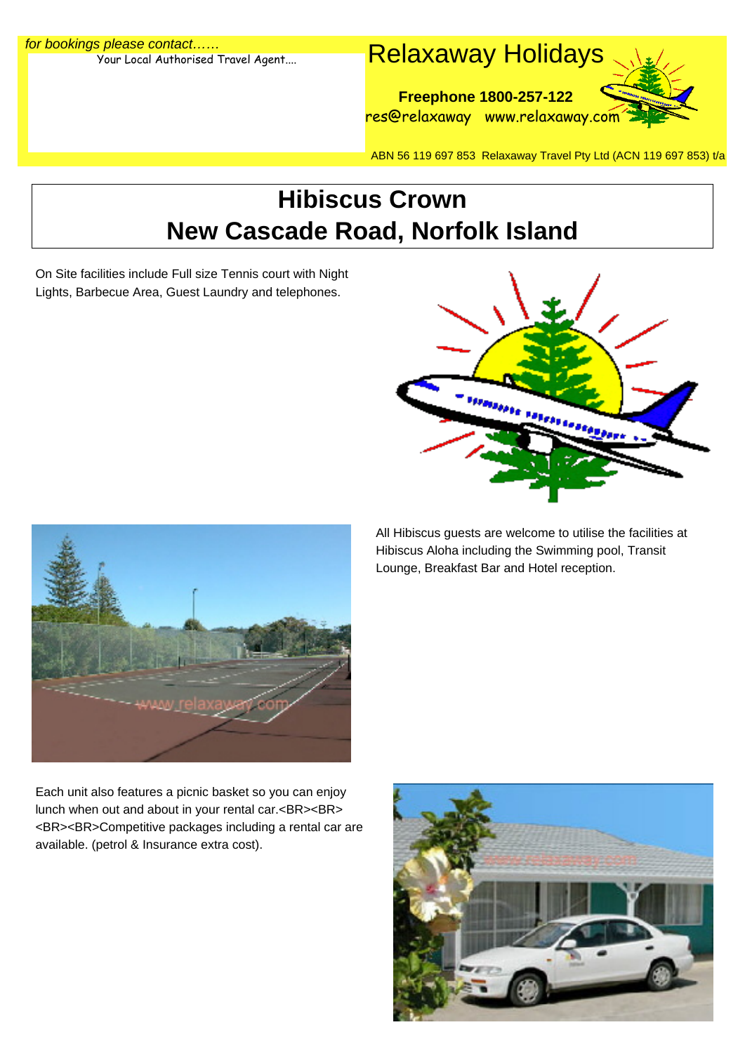*for bookings please contact……*
Your Local Authorised Travel Agent....

Relaxaway Holidays

**Freephone 1800-257-122**
res@relaxaway www.relaxaway.com

ABN 56 119 697 853 Relaxaway Travel Pty Ltd (ACN 119 697 853) t/a

# Hibiscus Crown
# New Cascade Road, Norfolk Island

On Site facilities include Full size Tennis court with Night Lights, Barbecue Area, Guest Laundry and telephones.

All Hibiscus guests are welcome to utilise the facilities at Hibiscus Aloha including the Swimming pool, Transit Lounge, Breakfast Bar and Hotel reception.

Each unit also features a picnic basket so you can enjoy lunch when out and about in your rental car.<BR><BR><BR><BR>Competitive packages including a rental car are available. (petrol & Insurance extra cost).